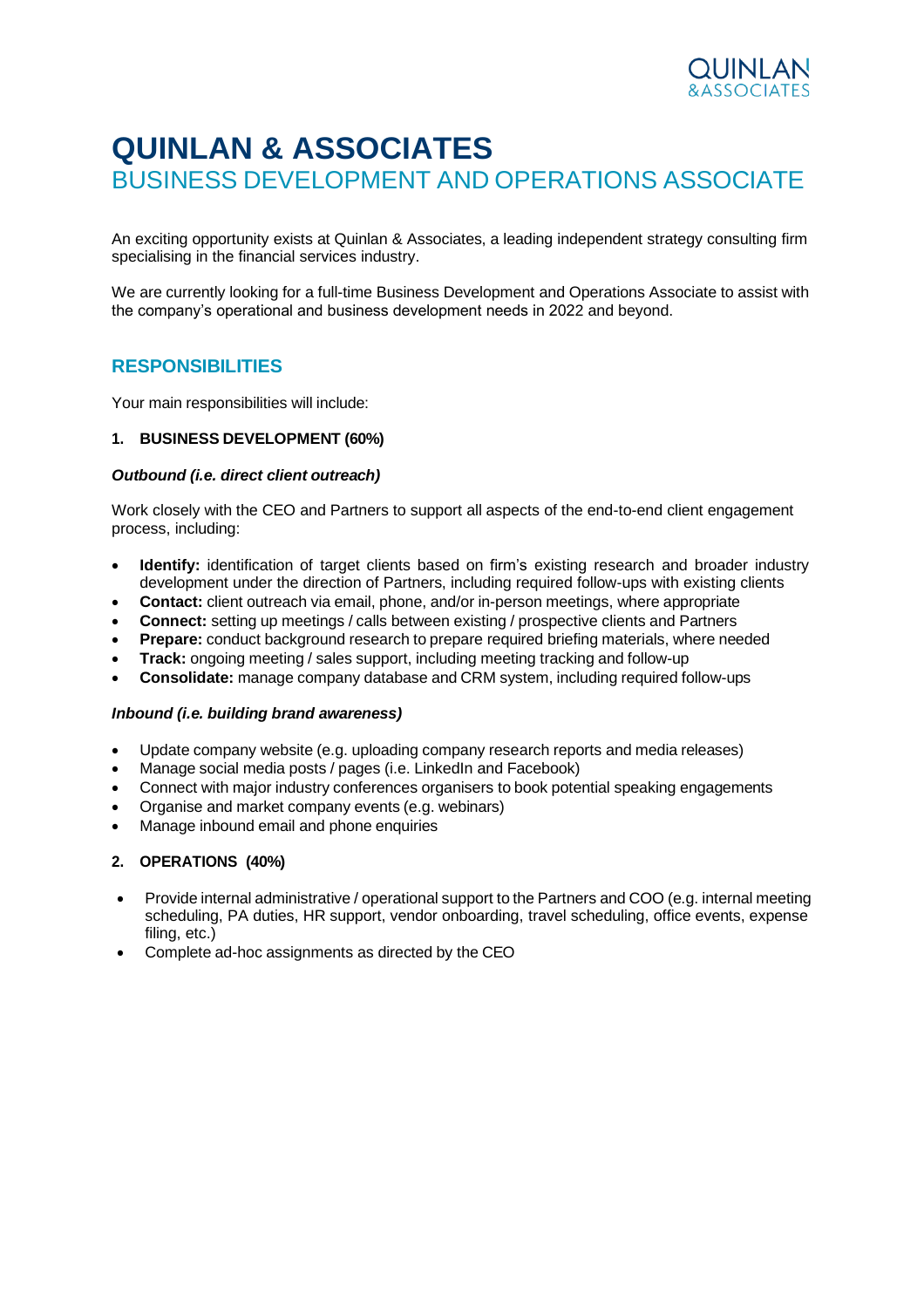# QUINLAN & ASSOCIATES

## BUSINESS DEVELOPMENT AND OPERATIONS ASSOCIATE

An exciting opportunity exists at Quinlan & Associates, a leading independent strategy consulting firm specialising in the financial services industry.

We are currently looking for a full-time Business Development and Operations Associate to assist with the company's operational and business development needs in 2022 and beyond.

## RESPONSIBILITIES

Your main responsibilities will include:

### 1. BUSINESS DEVELOPMENT (60%)

***Outbound (i.e. direct client outreach)***

Work closely with the CEO and Partners to support all aspects of the end-to-end client engagement process, including:

- **Identify:** identification of target clients based on firm's existing research and broader industry development under the direction of Partners, including required follow-ups with existing clients
- **Contact:** client outreach via email, phone, and/or in-person meetings, where appropriate
- **Connect:** setting up meetings / calls between existing / prospective clients and Partners
- **Prepare:** conduct background research to prepare required briefing materials, where needed
- **Track:** ongoing meeting / sales support, including meeting tracking and follow-up
- **Consolidate:** manage company database and CRM system, including required follow-ups

***Inbound (i.e. building brand awareness)***

- Update company website (e.g. uploading company research reports and media releases)
- Manage social media posts / pages (i.e. LinkedIn and Facebook)
- Connect with major industry conferences organisers to book potential speaking engagements
- Organise and market company events (e.g. webinars)
- Manage inbound email and phone enquiries

### 2. OPERATIONS (40%)

- Provide internal administrative / operational support to the Partners and COO (e.g. internal meeting scheduling, PA duties, HR support, vendor onboarding, travel scheduling, office events, expense filing, etc.)
- Complete ad-hoc assignments as directed by the CEO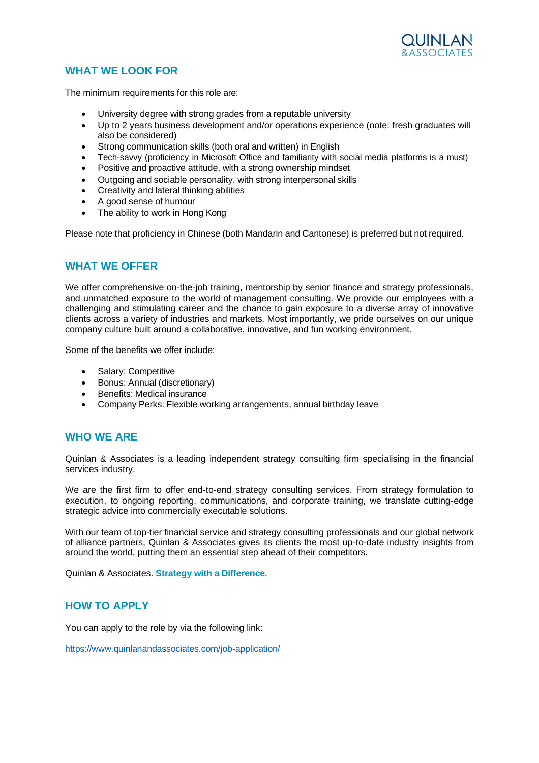## WHAT WE LOOK FOR

The minimum requirements for this role are:

- University degree with strong grades from a reputable university
- Up to 2 years business development and/or operations experience (note: fresh graduates will also be considered)
- Strong communication skills (both oral and written) in English
- Tech-savvy (proficiency in Microsoft Office and familiarity with social media platforms is a must)
- Positive and proactive attitude, with a strong ownership mindset
- Outgoing and sociable personality, with strong interpersonal skills
- Creativity and lateral thinking abilities
- A good sense of humour
- The ability to work in Hong Kong

Please note that proficiency in Chinese (both Mandarin and Cantonese) is preferred but not required.

## WHAT WE OFFER

We offer comprehensive on-the-job training, mentorship by senior finance and strategy professionals, and unmatched exposure to the world of management consulting. We provide our employees with a challenging and stimulating career and the chance to gain exposure to a diverse array of innovative clients across a variety of industries and markets. Most importantly, we pride ourselves on our unique company culture built around a collaborative, innovative, and fun working environment.

Some of the benefits we offer include:

- Salary: Competitive
- Bonus: Annual (discretionary)
- Benefits: Medical insurance
- Company Perks: Flexible working arrangements, annual birthday leave

## WHO WE ARE

Quinlan & Associates is a leading independent strategy consulting firm specialising in the financial services industry.

We are the first firm to offer end-to-end strategy consulting services. From strategy formulation to execution, to ongoing reporting, communications, and corporate training, we translate cutting-edge strategic advice into commercially executable solutions.

With our team of top-tier financial service and strategy consulting professionals and our global network of alliance partners, Quinlan & Associates gives its clients the most up-to-date industry insights from around the world, putting them an essential step ahead of their competitors.

Quinlan & Associates. **Strategy with a Difference.**

## HOW TO APPLY

You can apply to the role by via the following link:

https://www.quinlanandassociates.com/job-application/